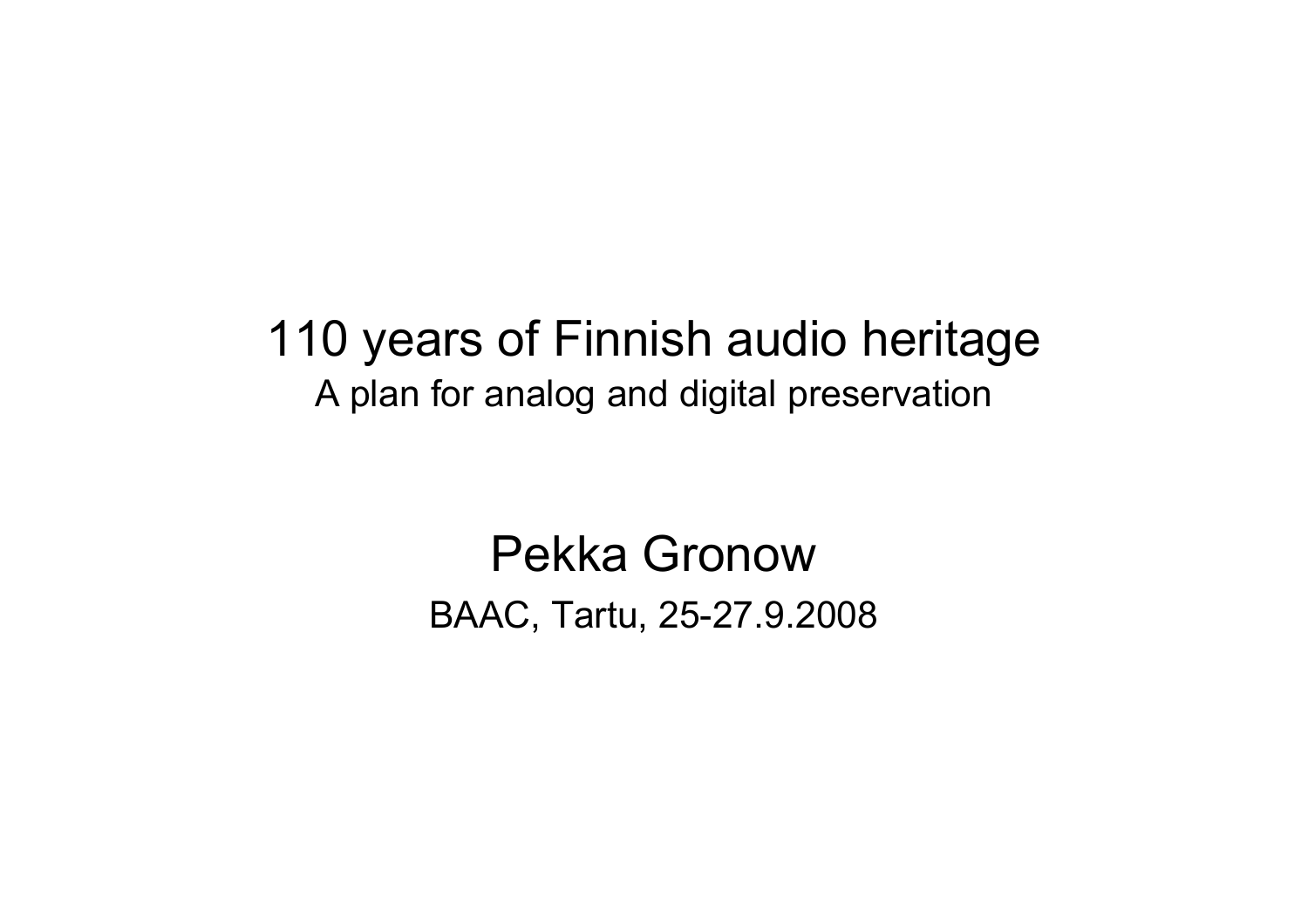# 110 years of Finnish audio heritage

A plan for analog and digital preservation

## Pekka Gronow

BAAC, Tartu, 25-27.9.2008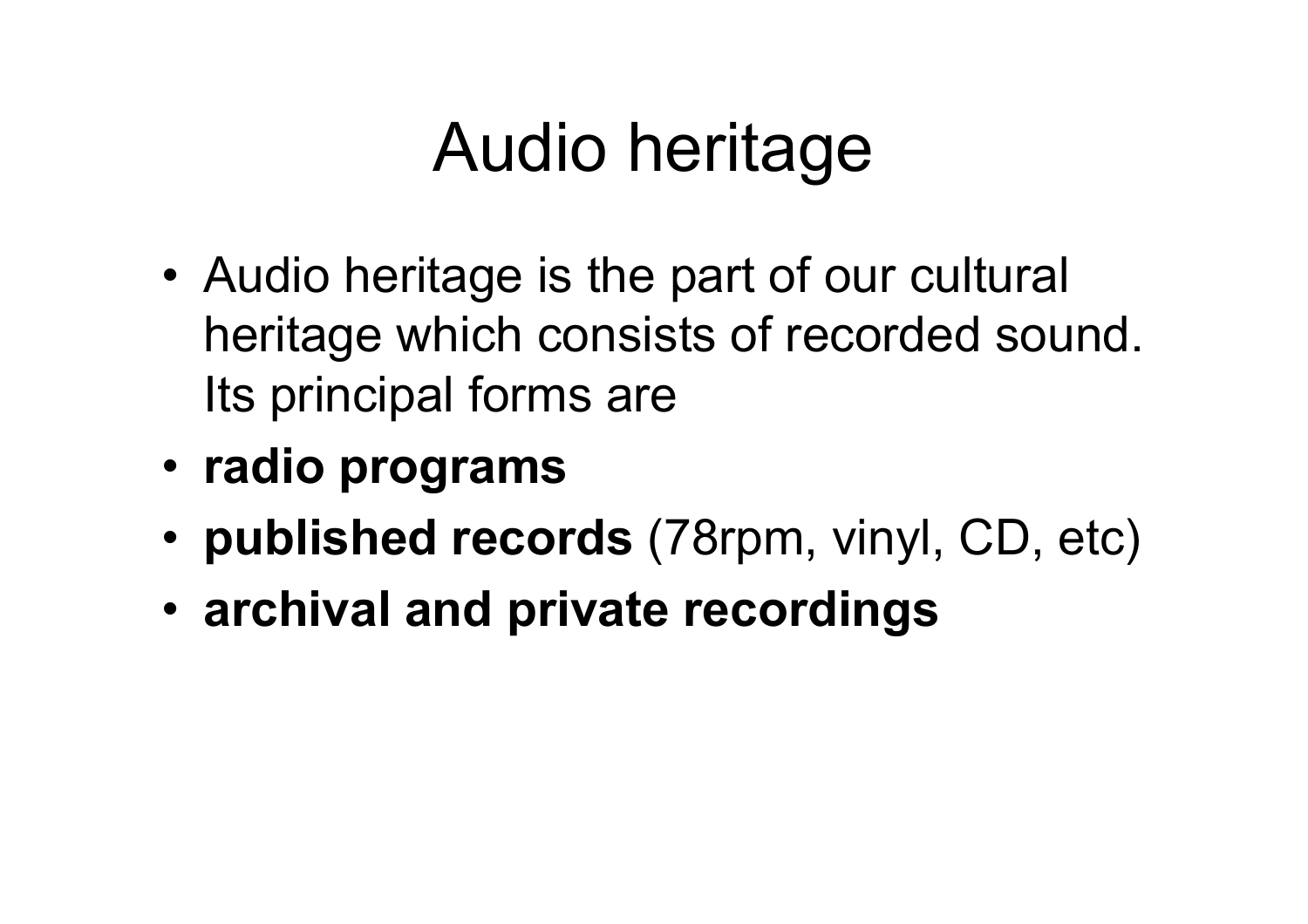# Audio heritage

- Audio heritage is the part of our cultural heritage which consists of recorded sound. Its principal forms are
- **radio programs**
- **published records** (78rpm, vinyl, CD, etc)
- **archival and private recordings**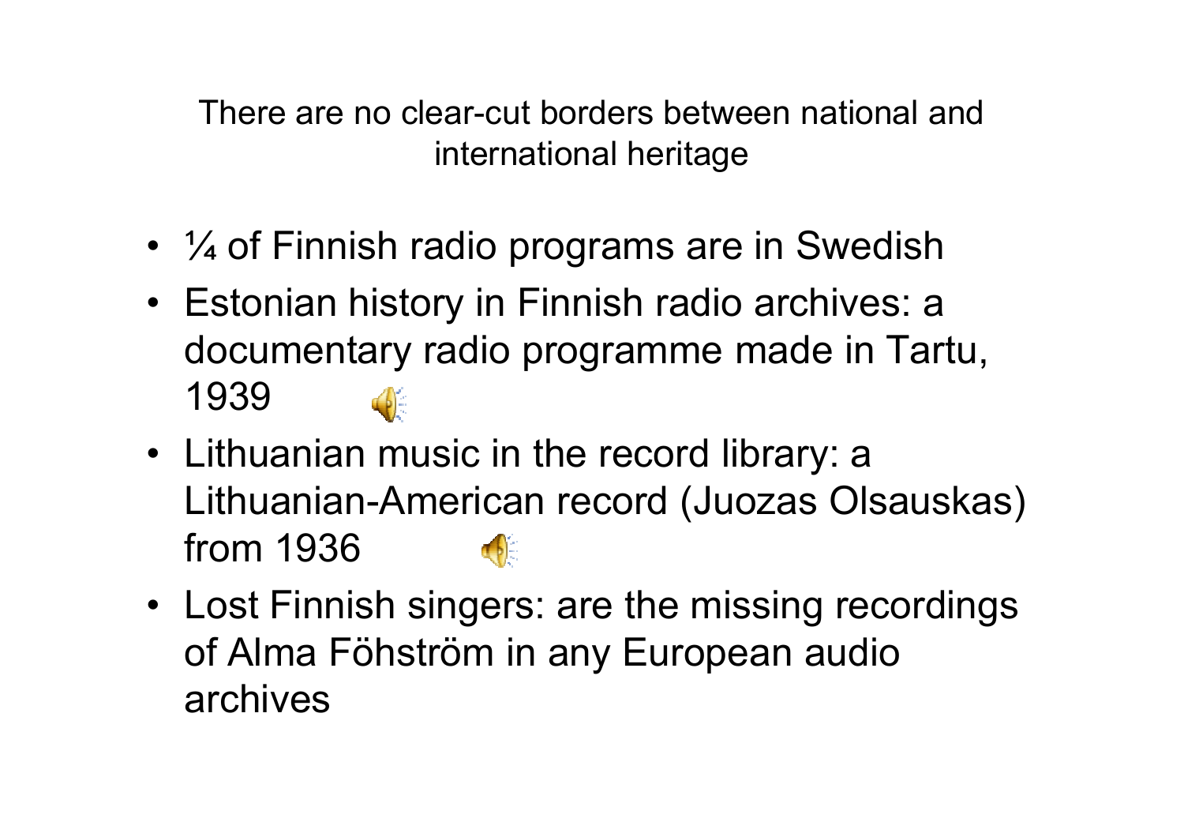There are no clear-cut borders between national and international heritage

- ¼ of Finnish radio programs are in Swedish
- Estonian history in Finnish radio archives: a documentary radio programme made in Tartu, 1939
- Lithuanian music in the record library: a Lithuanian-American record (Juozas Olsauskas) from 1936
- Lost Finnish singers: are the missing recordings of Alma Föhström in any European audio archives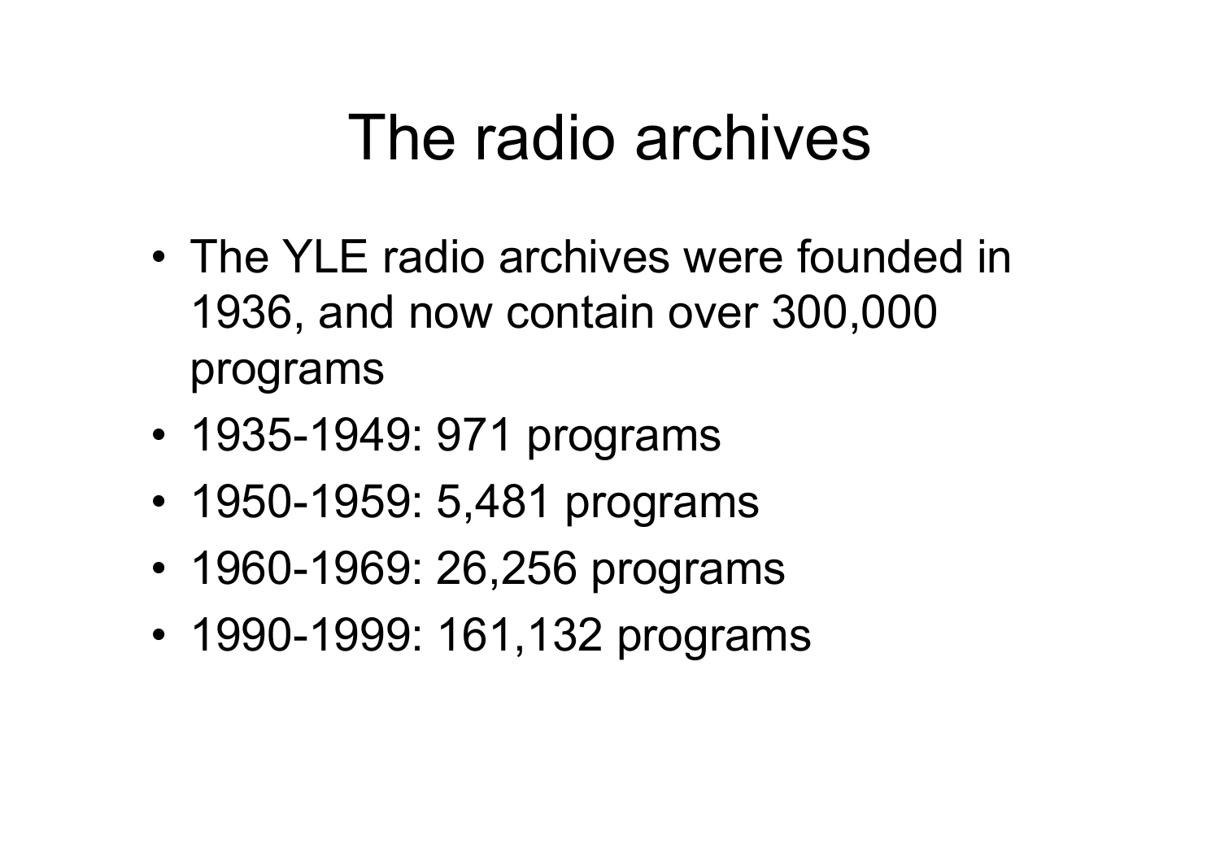# The radio archives

- The YLE radio archives were founded in 1936, and now contain over 300,000 programs
- 1935-1949: 971 programs
- 1950-1959: 5,481 programs
- 1960-1969: 26,256 programs
- 1990-1999: 161,132 programs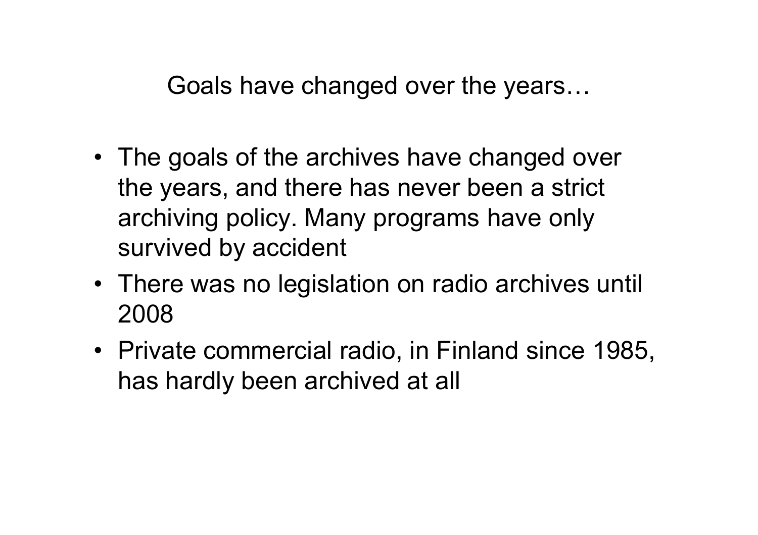# Goals have changed over the years…

- The goals of the archives have changed over the years, and there has never been a strict archiving policy. Many programs have only survived by accident
- There was no legislation on radio archives until 2008
- Private commercial radio, in Finland since 1985, has hardly been archived at all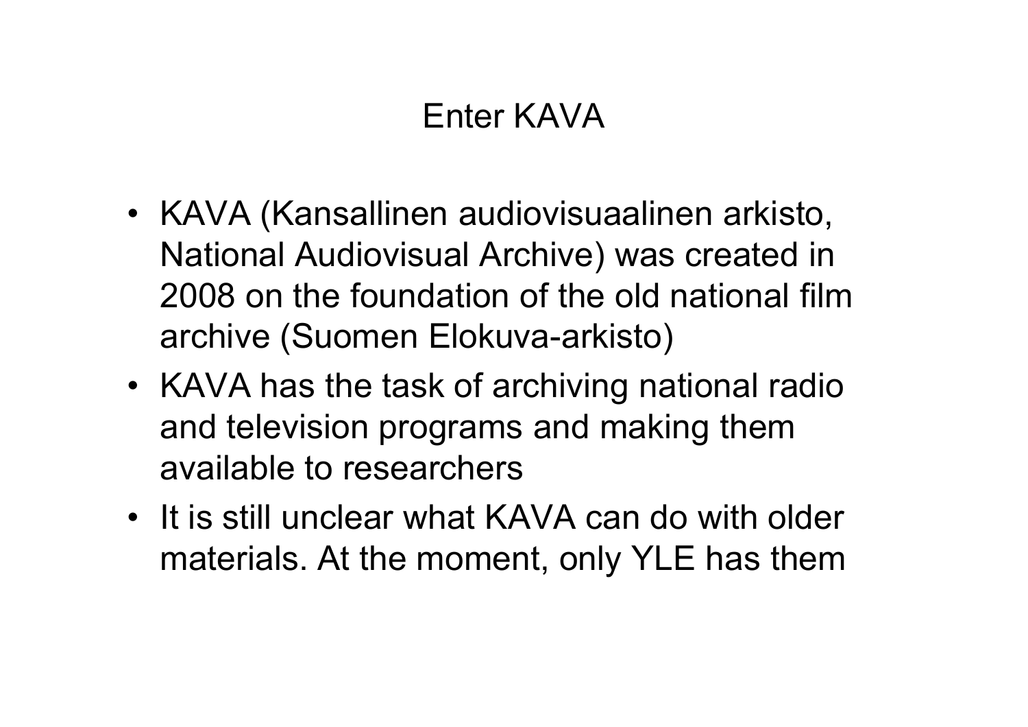# Enter KAVA

- KAVA (Kansallinen audiovisuaalinen arkisto, National Audiovisual Archive) was created in 2008 on the foundation of the old national film archive (Suomen Elokuva-arkisto)
- KAVA has the task of archiving national radio and television programs and making them available to researchers
- It is still unclear what KAVA can do with older materials. At the moment, only YLE has them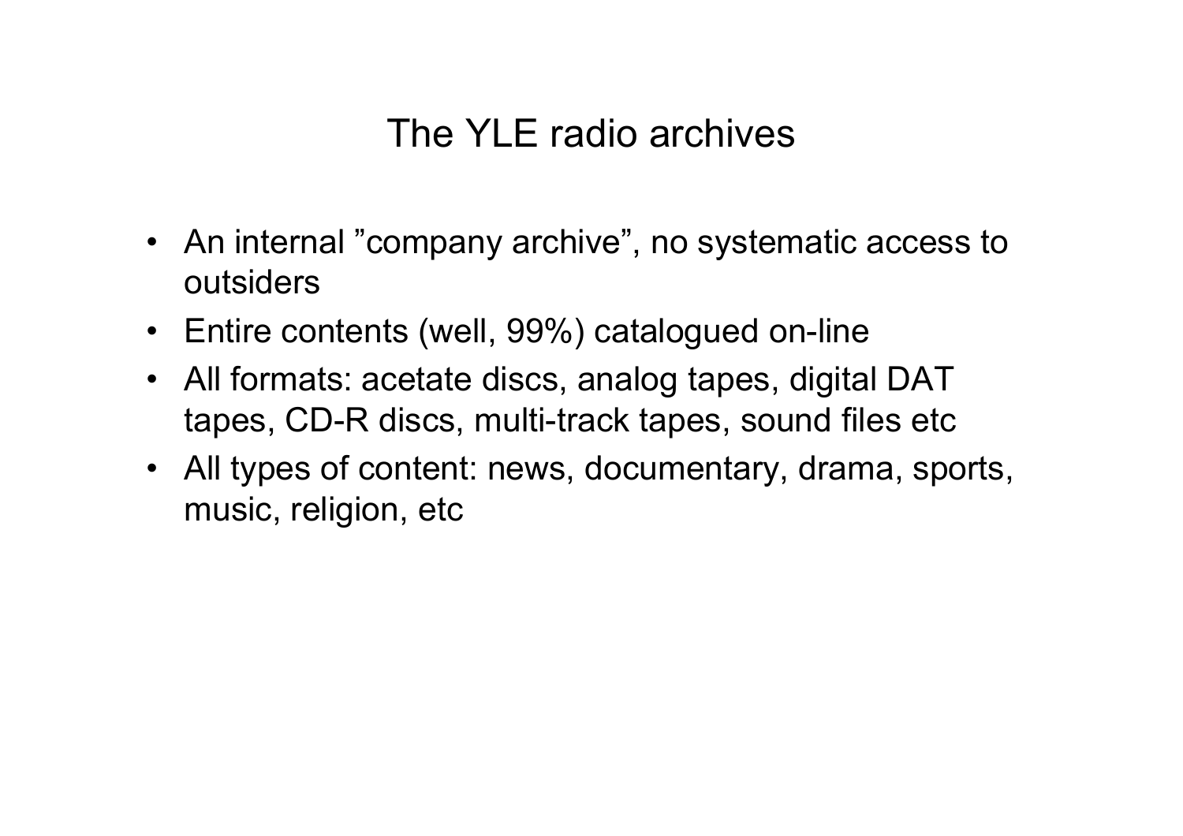# The YLE radio archives

- An internal ”company archive”, no systematic access to outsiders
- Entire contents (well, 99%) catalogued on-line
- All formats: acetate discs, analog tapes, digital DAT tapes, CD-R discs, multi-track tapes, sound files etc
- All types of content: news, documentary, drama, sports, music, religion, etc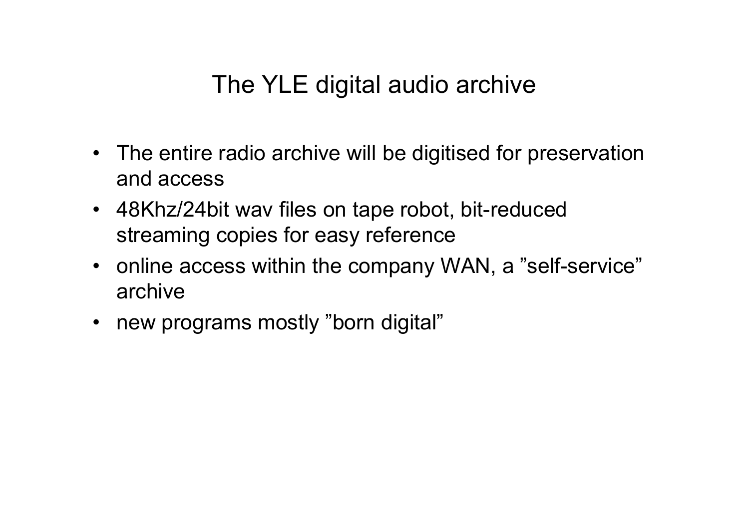# The YLE digital audio archive

- The entire radio archive will be digitised for preservation and access
- 48Khz/24bit wav files on tape robot, bit-reduced streaming copies for easy reference
- online access within the company WAN, a ”self-service” archive
- new programs mostly ”born digital”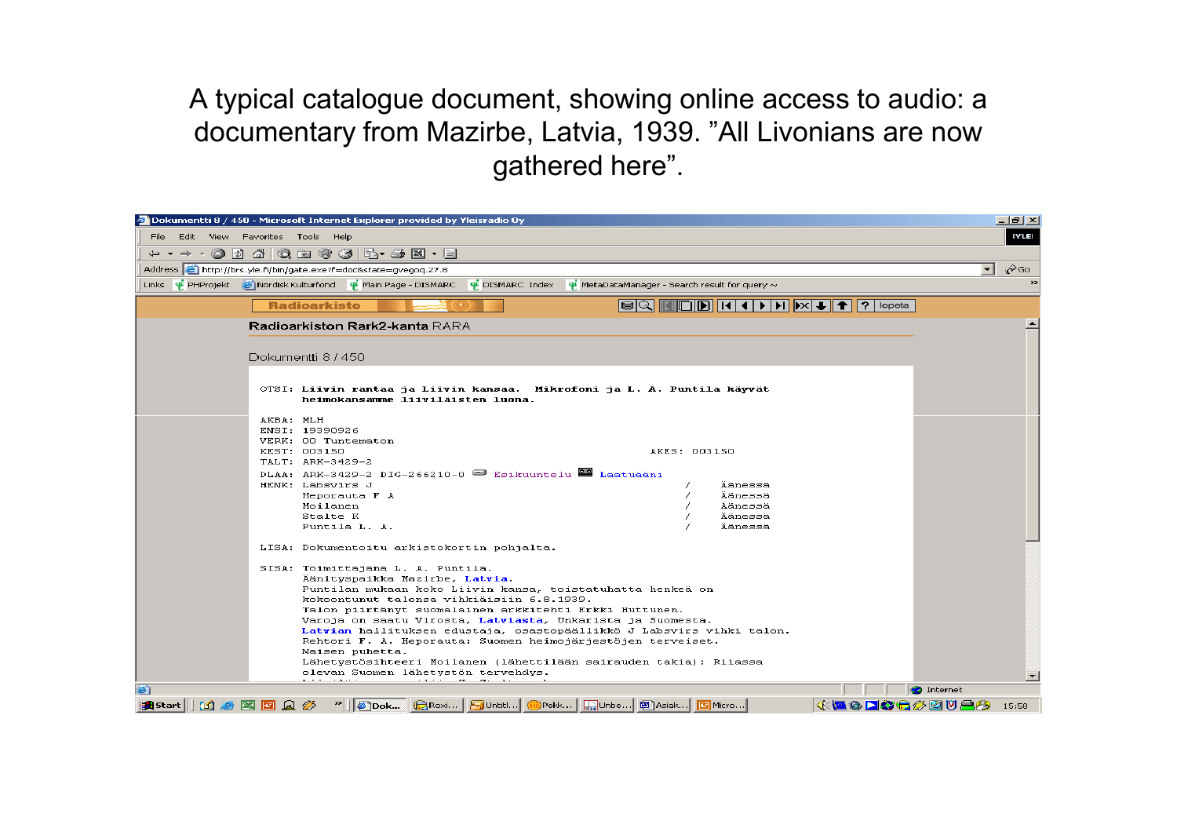A typical catalogue document, showing online access to audio: a documentary from Mazirbe, Latvia, 1939. "All Livonians are now gathered here".

Dokumentti 8 / 450 - Microsoft Internet Explorer provided by Yleisradio Oy

Radioarkiston Rark2-kanta RARA

Dokumentti 8 / 450

```
OTSI: Liivin rantaa ja Liivin kansaa.  Mikrofoni ja L. A. Puntila käyvät
      heimokansamme liiviläisten luona.

AKBA: MLH
ENSI: 19390926
VERK: 00 Tuntematon
KEST: 003150                                      AKES: 003150
TALT: ARK-3429-2
DLAA: ARK-3429-2 DIG-266210-0  Esikuuntelu  Laatuääni
HENK: Labsvirs J                          /    äänessä
      Heporauta F A                       /    Äänessä
      Moilanen                            /    Äänessä
      Stalte K                            /    Äänessä
      Puntila L. A.                       /    äänessä

LISA: Dokumentoitu arkistokortin pohjalta.

SISA: Toimittajana L. A. Puntila.
      Äänityspaikka Mazirbe, Latvia.
      Puntilan mukaan koko Liivin kansa, toistatuhatta henkeä on
      kokoontunut talonsa vihkiäisiin 6.8.1939.
      Talon piirtänyt suomalainen arkkitehti Erkki Huttunen.
      Varoja on saatu Virosta, Latviasta, Unkarista ja Suomesta.
      Latvian hallituksen edustaja, osastopäällikkö J Labsvirs vihki talon.
      Rehtori F. A. Heporauta: Suomen heimojärjestöjen terveiset.
      Naisen puhetta.
      Lähetystösihteeri Moilanen (lähettilään sairauden takia): Riiassa
      olevan Suomen lähetystön tervehdys.
```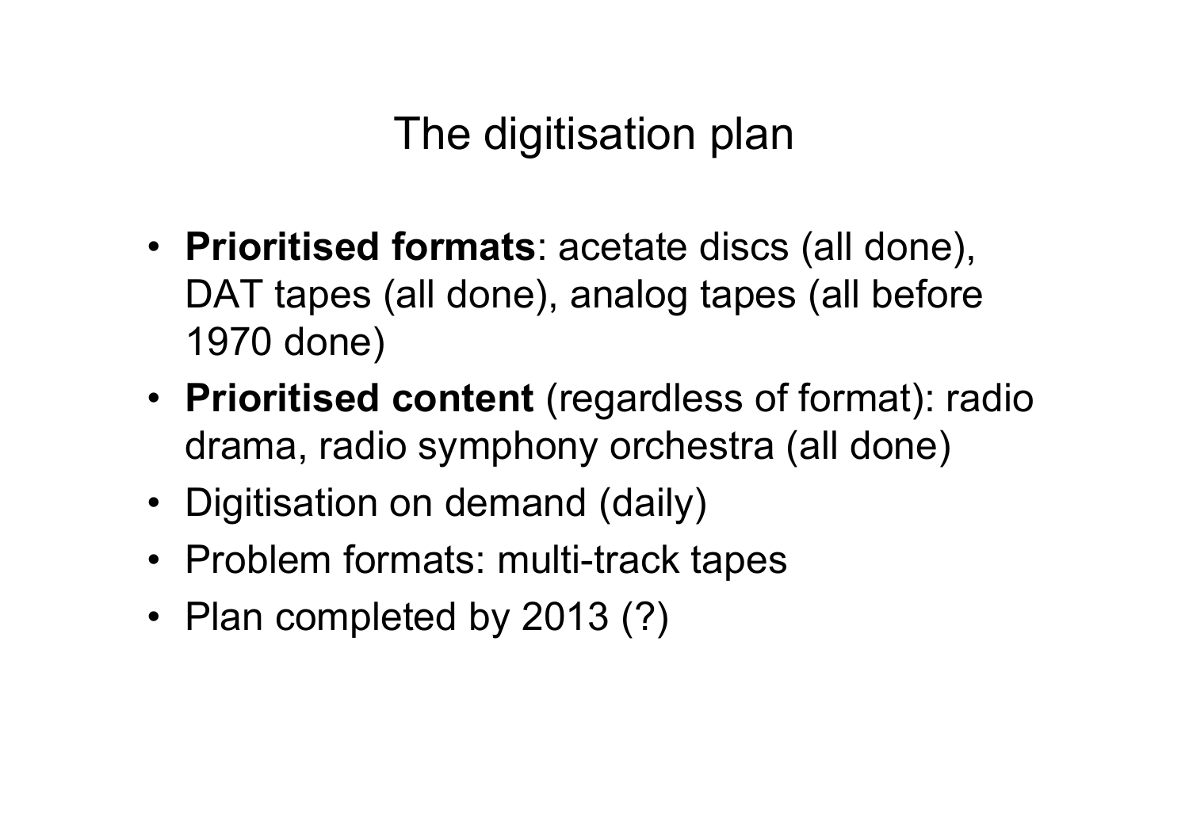# The digitisation plan

- **Prioritised formats**: acetate discs (all done), DAT tapes (all done), analog tapes (all before 1970 done)
- **Prioritised content** (regardless of format): radio drama, radio symphony orchestra (all done)
- Digitisation on demand (daily)
- Problem formats: multi-track tapes
- Plan completed by 2013 (?)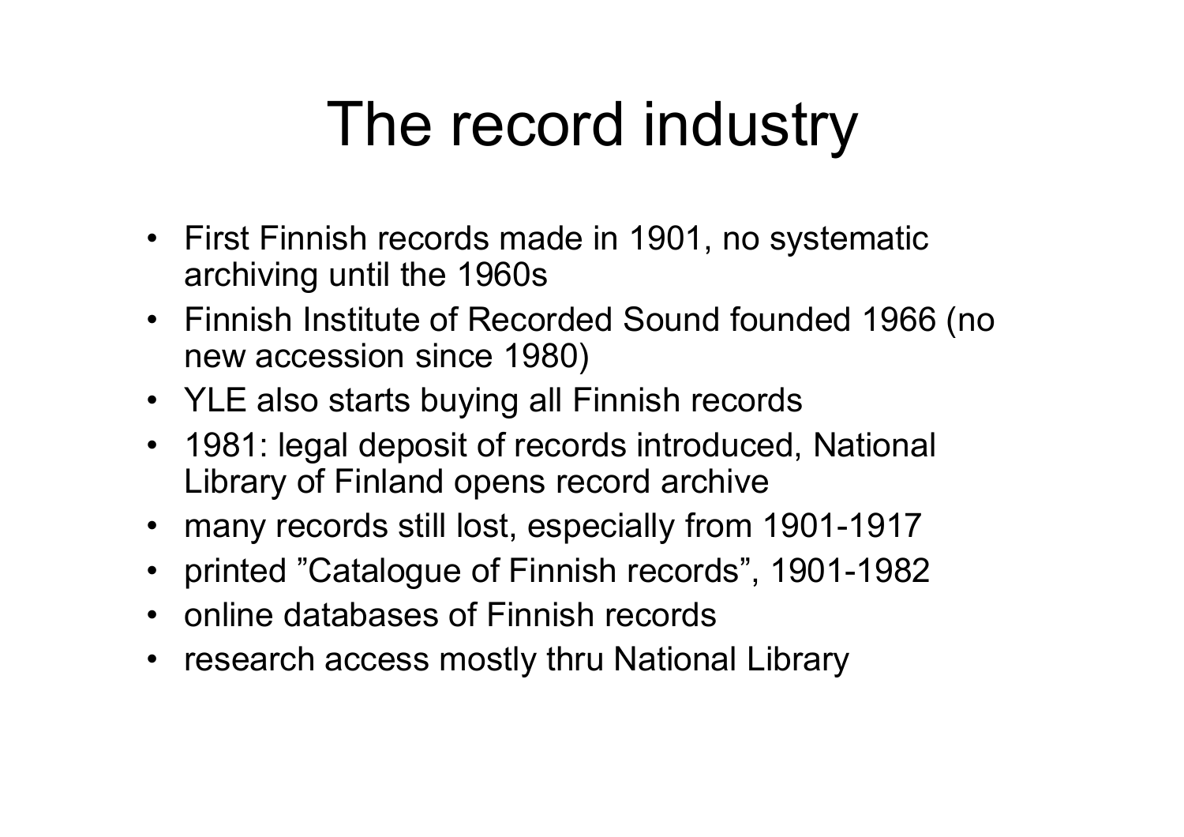# The record industry

- First Finnish records made in 1901, no systematic archiving until the 1960s
- Finnish Institute of Recorded Sound founded 1966 (no new accession since 1980)
- YLE also starts buying all Finnish records
- 1981: legal deposit of records introduced, National Library of Finland opens record archive
- many records still lost, especially from 1901-1917
- printed ”Catalogue of Finnish records”, 1901-1982
- online databases of Finnish records
- research access mostly thru National Library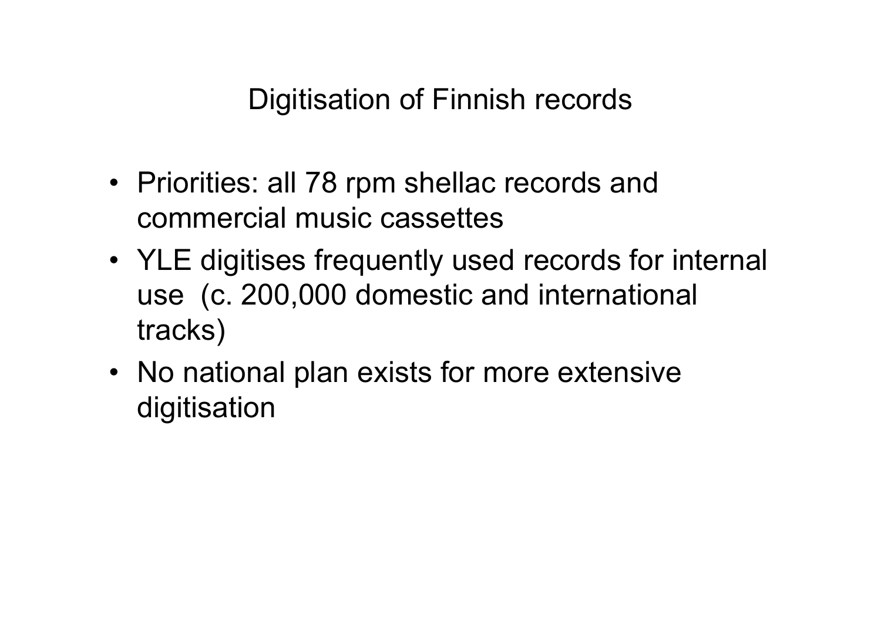# Digitisation of Finnish records

- Priorities: all 78 rpm shellac records and commercial music cassettes
- YLE digitises frequently used records for internal use (c. 200,000 domestic and international tracks)
- No national plan exists for more extensive digitisation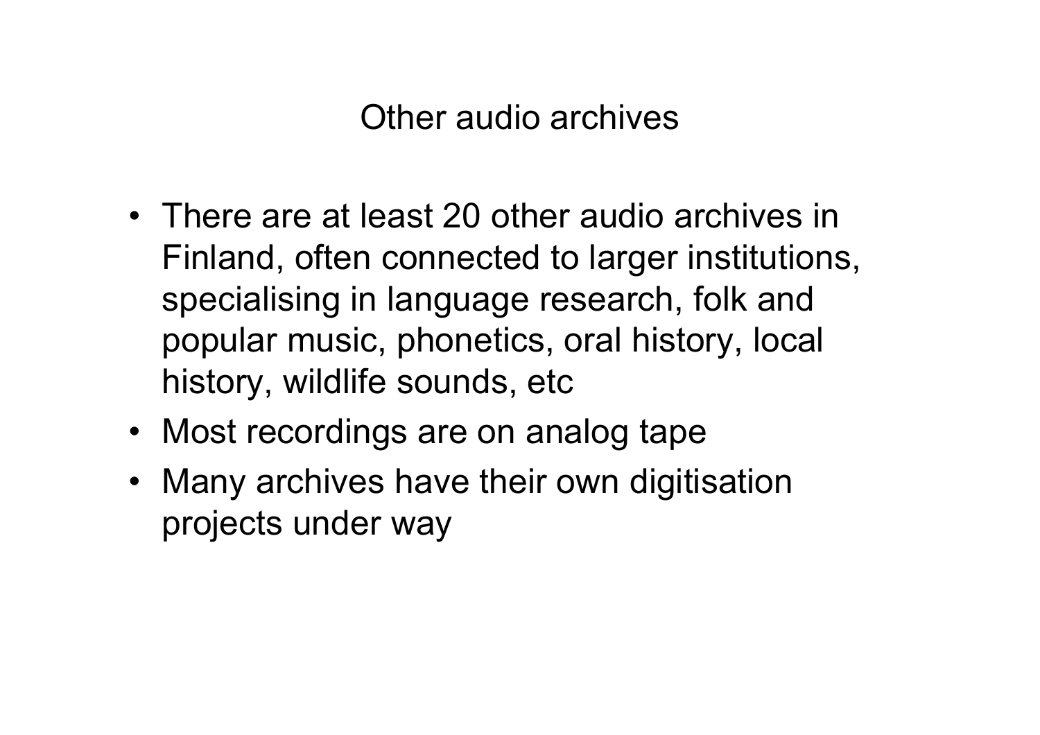# Other audio archives

- There are at least 20 other audio archives in Finland, often connected to larger institutions, specialising in language research, folk and popular music, phonetics, oral history, local history, wildlife sounds, etc
- Most recordings are on analog tape
- Many archives have their own digitisation projects under way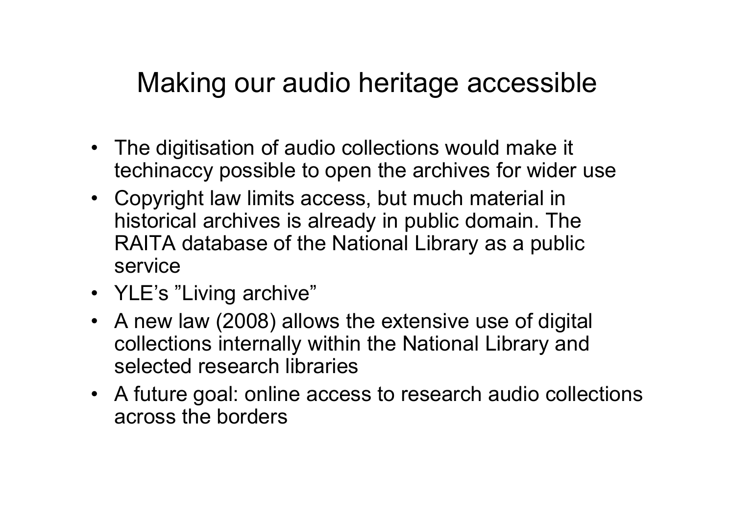# Making our audio heritage accessible

- The digitisation of audio collections would make it techinaccy possible to open the archives for wider use
- Copyright law limits access, but much material in historical archives is already in public domain. The RAITA database of the National Library as a public service
- YLE's "Living archive"
- A new law (2008) allows the extensive use of digital collections internally within the National Library and selected research libraries
- A future goal: online access to research audio collections across the borders